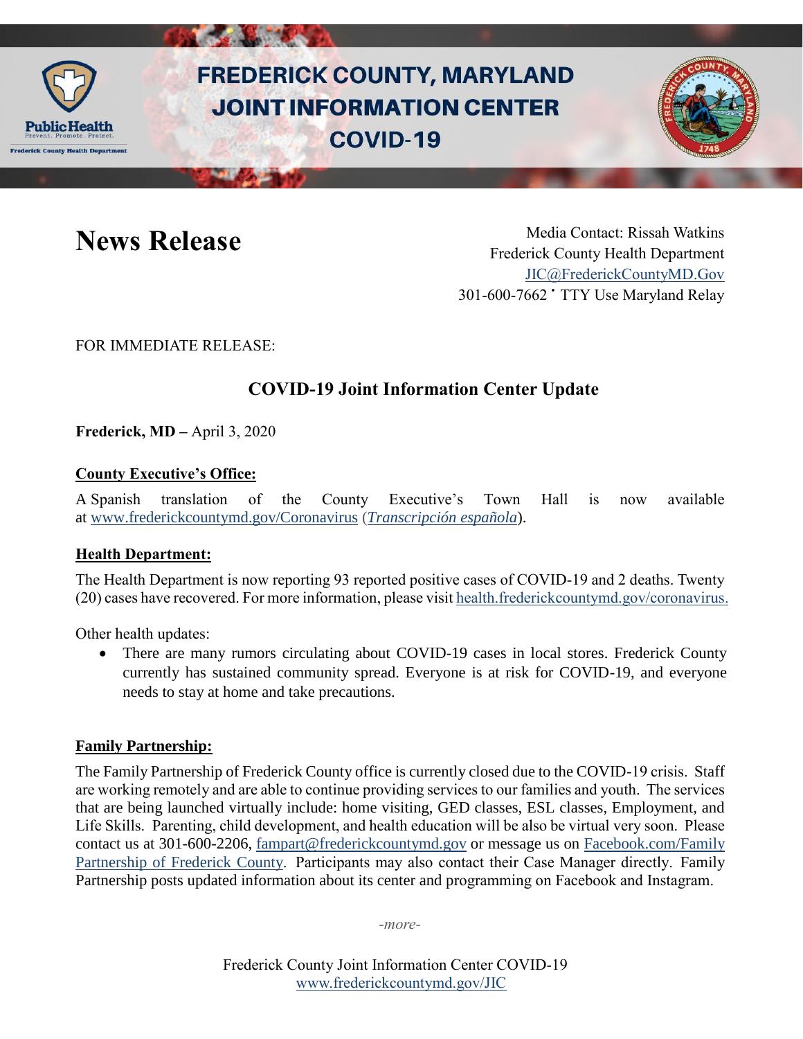# FREDERICK COUNTY, MARYLAND JOINT INFORMATION CENTER COVID-19

# News Release

Media Contact: Rissah Watkins
Frederick County Health Department
JIC@FrederickCountyMD.Gov
301-600-7662 • TTY Use Maryland Relay

FOR IMMEDIATE RELEASE:

## COVID-19 Joint Information Center Update

**Frederick, MD –** April 3, 2020

### County Executive's Office:

A Spanish translation of the County Executive's Town Hall is now available at www.frederickcountymd.gov/Coronavirus (*Transcripción española*).

### Health Department:

The Health Department is now reporting 93 reported positive cases of COVID-19 and 2 deaths. Twenty (20) cases have recovered. For more information, please visit health.frederickcountymd.gov/coronavirus.

Other health updates:

- There are many rumors circulating about COVID-19 cases in local stores. Frederick County currently has sustained community spread. Everyone is at risk for COVID-19, and everyone needs to stay at home and take precautions.

### Family Partnership:

The Family Partnership of Frederick County office is currently closed due to the COVID-19 crisis. Staff are working remotely and are able to continue providing services to our families and youth. The services that are being launched virtually include: home visiting, GED classes, ESL classes, Employment, and Life Skills. Parenting, child development, and health education will be also be virtual very soon. Please contact us at 301-600-2206, fampart@frederickcountymd.gov or message us on Facebook.com/Family Partnership of Frederick County. Participants may also contact their Case Manager directly. Family Partnership posts updated information about its center and programming on Facebook and Instagram.

*-more-*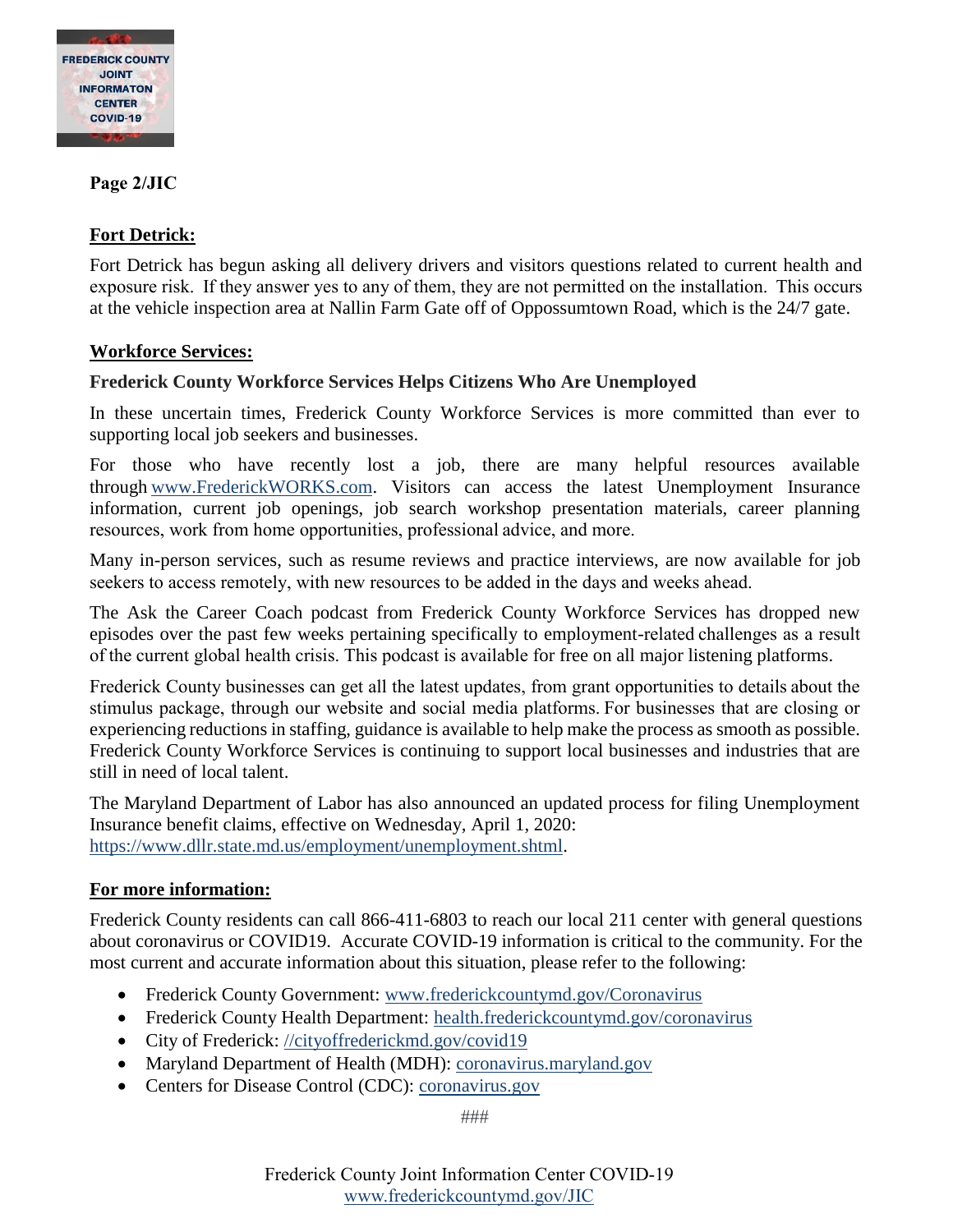**Page 2/JIC**

## Fort Detrick:

Fort Detrick has begun asking all delivery drivers and visitors questions related to current health and exposure risk. If they answer yes to any of them, they are not permitted on the installation. This occurs at the vehicle inspection area at Nallin Farm Gate off of Oppossumtown Road, which is the 24/7 gate.

## Workforce Services:

**Frederick County Workforce Services Helps Citizens Who Are Unemployed**

In these uncertain times, Frederick County Workforce Services is more committed than ever to supporting local job seekers and businesses.

For those who have recently lost a job, there are many helpful resources available through www.FrederickWORKS.com. Visitors can access the latest Unemployment Insurance information, current job openings, job search workshop presentation materials, career planning resources, work from home opportunities, professional advice, and more.

Many in-person services, such as resume reviews and practice interviews, are now available for job seekers to access remotely, with new resources to be added in the days and weeks ahead.

The Ask the Career Coach podcast from Frederick County Workforce Services has dropped new episodes over the past few weeks pertaining specifically to employment-related challenges as a result of the current global health crisis. This podcast is available for free on all major listening platforms.

Frederick County businesses can get all the latest updates, from grant opportunities to details about the stimulus package, through our website and social media platforms. For businesses that are closing or experiencing reductions in staffing, guidance is available to help make the process as smooth as possible. Frederick County Workforce Services is continuing to support local businesses and industries that are still in need of local talent.

The Maryland Department of Labor has also announced an updated process for filing Unemployment Insurance benefit claims, effective on Wednesday, April 1, 2020: https://www.dllr.state.md.us/employment/unemployment.shtml.

## For more information:

Frederick County residents can call 866-411-6803 to reach our local 211 center with general questions about coronavirus or COVID19. Accurate COVID-19 information is critical to the community. For the most current and accurate information about this situation, please refer to the following:

- Frederick County Government: www.frederickcountymd.gov/Coronavirus
- Frederick County Health Department: health.frederickcountymd.gov/coronavirus
- City of Frederick: //cityoffrederickmd.gov/covid19
- Maryland Department of Health (MDH): coronavirus.maryland.gov
- Centers for Disease Control (CDC): coronavirus.gov

###

Frederick County Joint Information Center COVID-19
www.frederickcountymd.gov/JIC